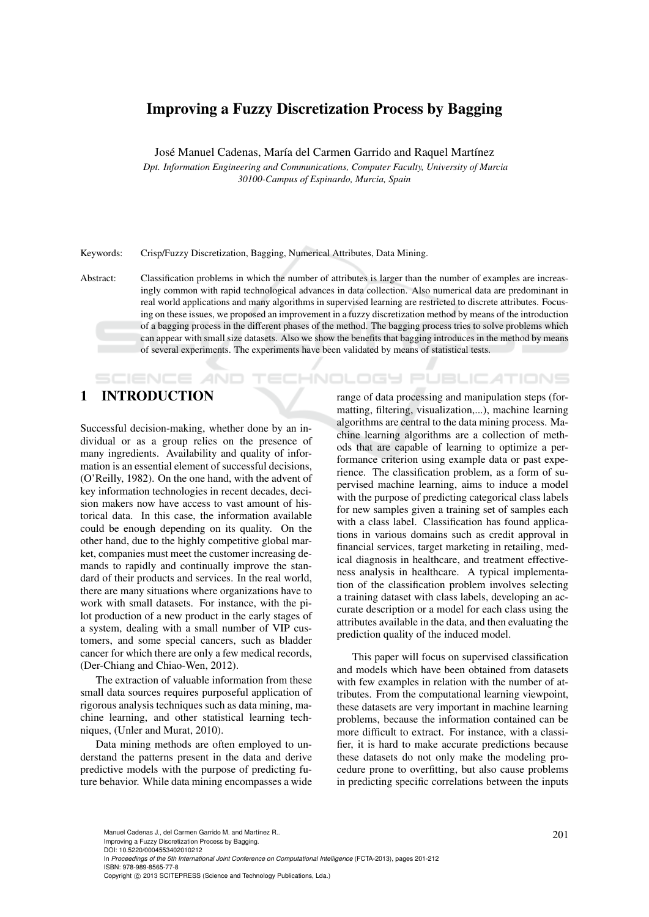# Improving a Fuzzy Discretization Process by Bagging

José Manuel Cadenas, María del Carmen Garrido and Raquel Martínez

*Dpt. Information Engineering and Communications, Computer Faculty, University of Murcia*
*30100-Campus of Espinardo, Murcia, Spain*

Keywords: Crisp/Fuzzy Discretization, Bagging, Numerical Attributes, Data Mining.

Abstract: Classification problems in which the number of attributes is larger than the number of examples are increasingly common with rapid technological advances in data collection. Also numerical data are predominant in real world applications and many algorithms in supervised learning are restricted to discrete attributes. Focusing on these issues, we proposed an improvement in a fuzzy discretization method by means of the introduction of a bagging process in the different phases of the method. The bagging process tries to solve problems which can appear with small size datasets. Also we show the benefits that bagging introduces in the method by means of several experiments. The experiments have been validated by means of statistical tests.

## 1 INTRODUCTION

Successful decision-making, whether done by an individual or as a group relies on the presence of many ingredients. Availability and quality of information is an essential element of successful decisions, (O'Reilly, 1982). On the one hand, with the advent of key information technologies in recent decades, decision makers now have access to vast amount of historical data. In this case, the information available could be enough depending on its quality. On the other hand, due to the highly competitive global market, companies must meet the customer increasing demands to rapidly and continually improve the standard of their products and services. In the real world, there are many situations where organizations have to work with small datasets. For instance, with the pilot production of a new product in the early stages of a system, dealing with a small number of VIP customers, and some special cancers, such as bladder cancer for which there are only a few medical records, (Der-Chiang and Chiao-Wen, 2012).

The extraction of valuable information from these small data sources requires purposeful application of rigorous analysis techniques such as data mining, machine learning, and other statistical learning techniques, (Unler and Murat, 2010).

Data mining methods are often employed to understand the patterns present in the data and derive predictive models with the purpose of predicting future behavior. While data mining encompasses a wide range of data processing and manipulation steps (formatting, filtering, visualization,...), machine learning algorithms are central to the data mining process. Machine learning algorithms are a collection of methods that are capable of learning to optimize a performance criterion using example data or past experience. The classification problem, as a form of supervised machine learning, aims to induce a model with the purpose of predicting categorical class labels for new samples given a training set of samples each with a class label. Classification has found applications in various domains such as credit approval in financial services, target marketing in retailing, medical diagnosis in healthcare, and treatment effectiveness analysis in healthcare. A typical implementation of the classification problem involves selecting a training dataset with class labels, developing an accurate description or a model for each class using the attributes available in the data, and then evaluating the prediction quality of the induced model.

This paper will focus on supervised classification and models which have been obtained from datasets with few examples in relation with the number of attributes. From the computational learning viewpoint, these datasets are very important in machine learning problems, because the information contained can be more difficult to extract. For instance, with a classifier, it is hard to make accurate predictions because these datasets do not only make the modeling procedure prone to overfitting, but also cause problems in predicting specific correlations between the inputs

Manuel Cadenas J., del Carmen Garrido M. and Martínez R..
Improving a Fuzzy Discretization Process by Bagging.
DOI: 10.5220/0004553402010212
In *Proceedings of the 5th International Joint Conference on Computational Intelligence* (FCTA-2013), pages 201-212
ISBN: 978-989-8565-77-8
Copyright © 2013 SCITEPRESS (Science and Technology Publications, Lda.)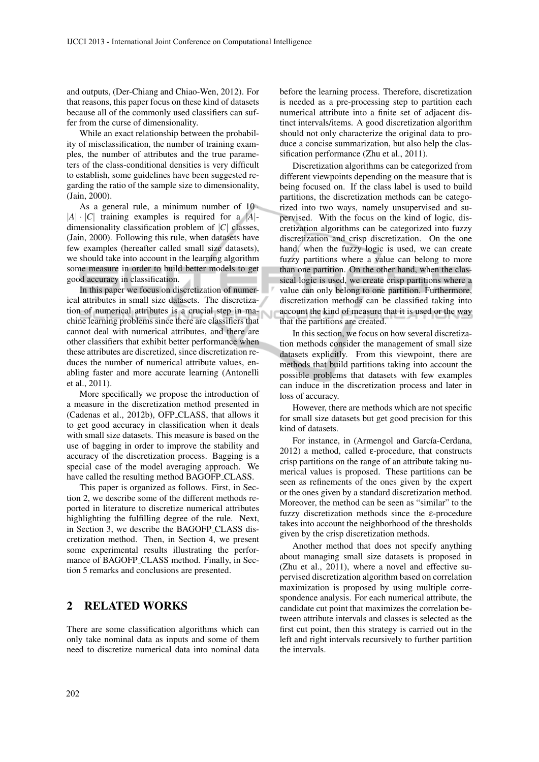and outputs, (Der-Chiang and Chiao-Wen, 2012). For that reasons, this paper focus on these kind of datasets because all of the commonly used classifiers can suffer from the curse of dimensionality.

While an exact relationship between the probability of misclassification, the number of training examples, the number of attributes and the true parameters of the class-conditional densities is very difficult to establish, some guidelines have been suggested regarding the ratio of the sample size to dimensionality, (Jain, 2000).

As a general rule, a minimum number of $10 \cdot |A| \cdot |C|$ training examples is required for a $|A|$-dimensionality classification problem of $|C|$ classes, (Jain, 2000). Following this rule, when datasets have few examples (hereafter called small size datasets), we should take into account in the learning algorithm some measure in order to build better models to get good accuracy in classification.

In this paper we focus on discretization of numerical attributes in small size datasets. The discretization of numerical attributes is a crucial step in machine learning problems since there are classifiers that cannot deal with numerical attributes, and there are other classifiers that exhibit better performance when these attributes are discretized, since discretization reduces the number of numerical attribute values, enabling faster and more accurate learning (Antonelli et al., 2011).

More specifically we propose the introduction of a measure in the discretization method presented in (Cadenas et al., 2012b), OFP_CLASS, that allows it to get good accuracy in classification when it deals with small size datasets. This measure is based on the use of bagging in order to improve the stability and accuracy of the discretization process. Bagging is a special case of the model averaging approach. We have called the resulting method BAGOFP_CLASS.

This paper is organized as follows. First, in Section 2, we describe some of the different methods reported in literature to discretize numerical attributes highlighting the fulfilling degree of the rule. Next, in Section 3, we describe the BAGOFP_CLASS discretization method. Then, in Section 4, we present some experimental results illustrating the performance of BAGOFP_CLASS method. Finally, in Section 5 remarks and conclusions are presented.

## 2 RELATED WORKS

There are some classification algorithms which can only take nominal data as inputs and some of them need to discretize numerical data into nominal data before the learning process. Therefore, discretization is needed as a pre-processing step to partition each numerical attribute into a finite set of adjacent distinct intervals/items. A good discretization algorithm should not only characterize the original data to produce a concise summarization, but also help the classification performance (Zhu et al., 2011).

Discretization algorithms can be categorized from different viewpoints depending on the measure that is being focused on. If the class label is used to build partitions, the discretization methods can be categorized into two ways, namely unsupervised and supervised. With the focus on the kind of logic, discretization algorithms can be categorized into fuzzy discretization and crisp discretization. On the one hand, when the fuzzy logic is used, we can create fuzzy partitions where a value can belong to more than one partition. On the other hand, when the classical logic is used, we create crisp partitions where a value can only belong to one partition. Furthermore, discretization methods can be classified taking into account the kind of measure that it is used or the way that the partitions are created.

In this section, we focus on how several discretization methods consider the management of small size datasets explicitly. From this viewpoint, there are methods that build partitions taking into account the possible problems that datasets with few examples can induce in the discretization process and later in loss of accuracy.

However, there are methods which are not specific for small size datasets but get good precision for this kind of datasets.

For instance, in (Armengol and García-Cerdana, 2012) a method, called ε-procedure, that constructs crisp partitions on the range of an attribute taking numerical values is proposed. These partitions can be seen as refinements of the ones given by the expert or the ones given by a standard discretization method. Moreover, the method can be seen as "similar" to the fuzzy discretization methods since the ε-procedure takes into account the neighborhood of the thresholds given by the crisp discretization methods.

Another method that does not specify anything about managing small size datasets is proposed in (Zhu et al., 2011), where a novel and effective supervised discretization algorithm based on correlation maximization is proposed by using multiple correspondence analysis. For each numerical attribute, the candidate cut point that maximizes the correlation between attribute intervals and classes is selected as the first cut point, then this strategy is carried out in the left and right intervals recursively to further partition the intervals.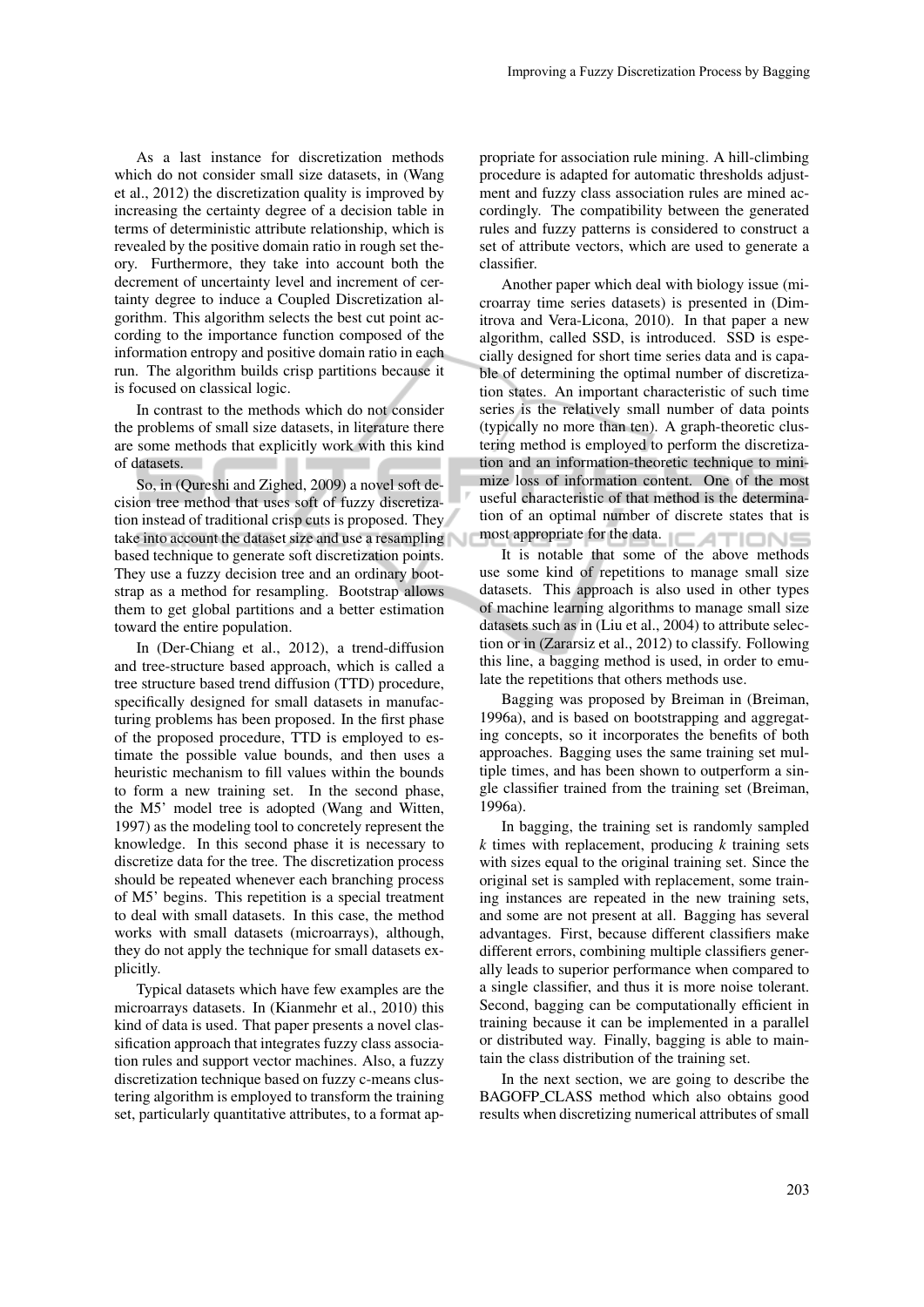As a last instance for discretization methods which do not consider small size datasets, in (Wang et al., 2012) the discretization quality is improved by increasing the certainty degree of a decision table in terms of deterministic attribute relationship, which is revealed by the positive domain ratio in rough set theory. Furthermore, they take into account both the decrement of uncertainty level and increment of certainty degree to induce a Coupled Discretization algorithm. This algorithm selects the best cut point according to the importance function composed of the information entropy and positive domain ratio in each run. The algorithm builds crisp partitions because it is focused on classical logic.

In contrast to the methods which do not consider the problems of small size datasets, in literature there are some methods that explicitly work with this kind of datasets.

So, in (Qureshi and Zighed, 2009) a novel soft decision tree method that uses soft of fuzzy discretization instead of traditional crisp cuts is proposed. They take into account the dataset size and use a resampling based technique to generate soft discretization points. They use a fuzzy decision tree and an ordinary bootstrap as a method for resampling. Bootstrap allows them to get global partitions and a better estimation toward the entire population.

In (Der-Chiang et al., 2012), a trend-diffusion and tree-structure based approach, which is called a tree structure based trend diffusion (TTD) procedure, specifically designed for small datasets in manufacturing problems has been proposed. In the first phase of the proposed procedure, TTD is employed to estimate the possible value bounds, and then uses a heuristic mechanism to fill values within the bounds to form a new training set. In the second phase, the M5' model tree is adopted (Wang and Witten, 1997) as the modeling tool to concretely represent the knowledge. In this second phase it is necessary to discretize data for the tree. The discretization process should be repeated whenever each branching process of M5' begins. This repetition is a special treatment to deal with small datasets. In this case, the method works with small datasets (microarrays), although, they do not apply the technique for small datasets explicitly.

Typical datasets which have few examples are the microarrays datasets. In (Kianmehr et al., 2010) this kind of data is used. That paper presents a novel classification approach that integrates fuzzy class association rules and support vector machines. Also, a fuzzy discretization technique based on fuzzy c-means clustering algorithm is employed to transform the training set, particularly quantitative attributes, to a format appropriate for association rule mining. A hill-climbing procedure is adapted for automatic thresholds adjustment and fuzzy class association rules are mined accordingly. The compatibility between the generated rules and fuzzy patterns is considered to construct a set of attribute vectors, which are used to generate a classifier.

Another paper which deal with biology issue (microarray time series datasets) is presented in (Dimitrova and Vera-Licona, 2010). In that paper a new algorithm, called SSD, is introduced. SSD is especially designed for short time series data and is capable of determining the optimal number of discretization states. An important characteristic of such time series is the relatively small number of data points (typically no more than ten). A graph-theoretic clustering method is employed to perform the discretization and an information-theoretic technique to minimize loss of information content. One of the most useful characteristic of that method is the determination of an optimal number of discrete states that is most appropriate for the data.

It is notable that some of the above methods use some kind of repetitions to manage small size datasets. This approach is also used in other types of machine learning algorithms to manage small size datasets such as in (Liu et al., 2004) to attribute selection or in (Zararsiz et al., 2012) to classify. Following this line, a bagging method is used, in order to emulate the repetitions that others methods use.

Bagging was proposed by Breiman in (Breiman, 1996a), and is based on bootstrapping and aggregating concepts, so it incorporates the benefits of both approaches. Bagging uses the same training set multiple times, and has been shown to outperform a single classifier trained from the training set (Breiman, 1996a).

In bagging, the training set is randomly sampled $k$ times with replacement, producing $k$ training sets with sizes equal to the original training set. Since the original set is sampled with replacement, some training instances are repeated in the new training sets, and some are not present at all. Bagging has several advantages. First, because different classifiers make different errors, combining multiple classifiers generally leads to superior performance when compared to a single classifier, and thus it is more noise tolerant. Second, bagging can be computationally efficient in training because it can be implemented in a parallel or distributed way. Finally, bagging is able to maintain the class distribution of the training set.

In the next section, we are going to describe the BAGOFP_CLASS method which also obtains good results when discretizing numerical attributes of small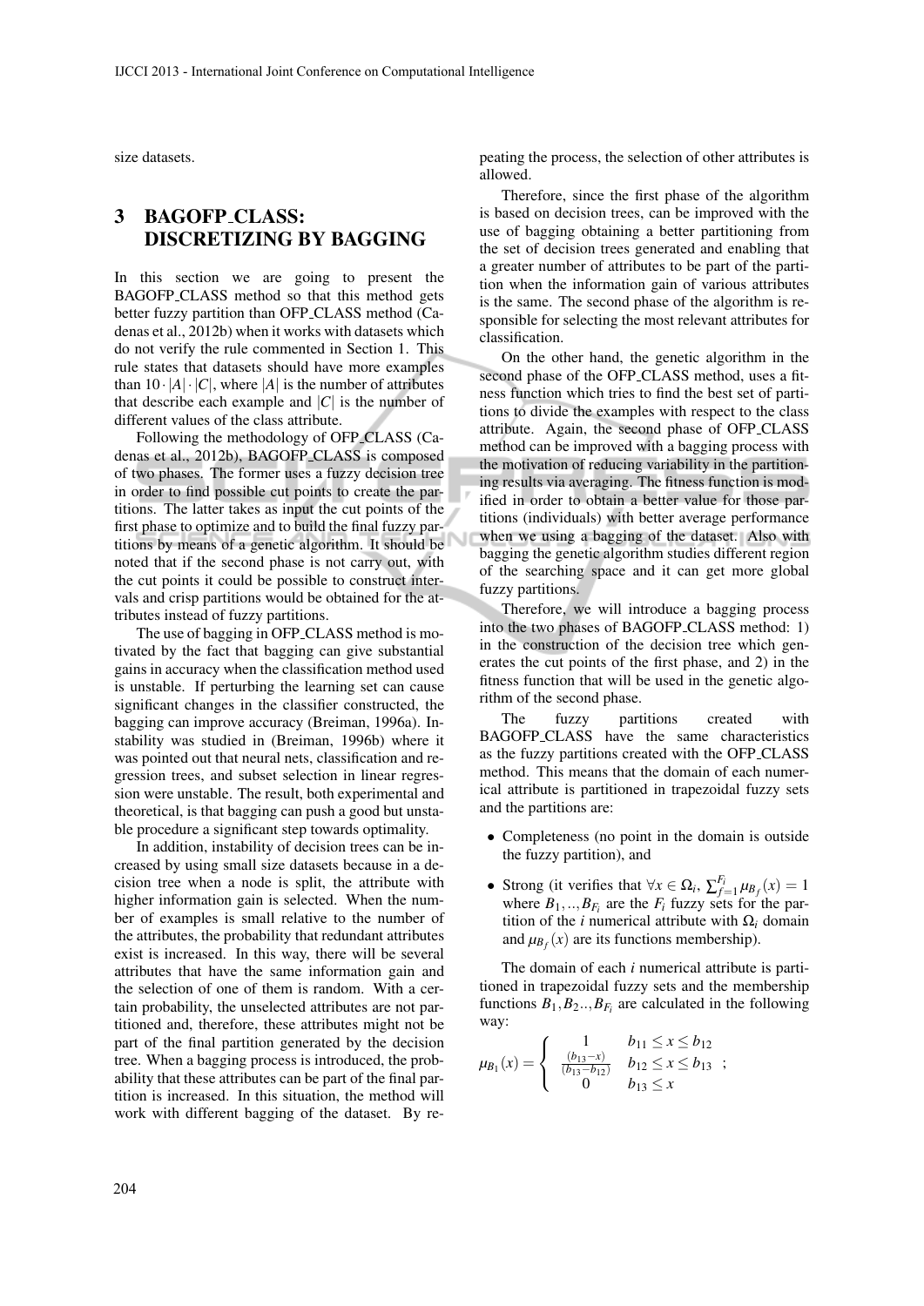size datasets.

## 3 BAGOFP_CLASS: DISCRETIZING BY BAGGING

In this section we are going to present the BAGOFP_CLASS method so that this method gets better fuzzy partition than OFP_CLASS method (Cadenas et al., 2012b) when it works with datasets which do not verify the rule commented in Section 1. This rule states that datasets should have more examples than $10 \cdot |A| \cdot |C|$, where $|A|$ is the number of attributes that describe each example and $|C|$ is the number of different values of the class attribute.

Following the methodology of OFP_CLASS (Cadenas et al., 2012b), BAGOFP_CLASS is composed of two phases. The former uses a fuzzy decision tree in order to find possible cut points to create the partitions. The latter takes as input the cut points of the first phase to optimize and to build the final fuzzy partitions by means of a genetic algorithm. It should be noted that if the second phase is not carry out, with the cut points it could be possible to construct intervals and crisp partitions would be obtained for the attributes instead of fuzzy partitions.

The use of bagging in OFP_CLASS method is motivated by the fact that bagging can give substantial gains in accuracy when the classification method used is unstable. If perturbing the learning set can cause significant changes in the classifier constructed, the bagging can improve accuracy (Breiman, 1996a). Instability was studied in (Breiman, 1996b) where it was pointed out that neural nets, classification and regression trees, and subset selection in linear regression were unstable. The result, both experimental and theoretical, is that bagging can push a good but unstable procedure a significant step towards optimality.

In addition, instability of decision trees can be increased by using small size datasets because in a decision tree when a node is split, the attribute with higher information gain is selected. When the number of examples is small relative to the number of the attributes, the probability that redundant attributes exist is increased. In this way, there will be several attributes that have the same information gain and the selection of one of them is random. With a certain probability, the unselected attributes are not partitioned and, therefore, these attributes might not be part of the final partition generated by the decision tree. When a bagging process is introduced, the probability that these attributes can be part of the final partition is increased. In this situation, the method will work with different bagging of the dataset. By repeating the process, the selection of other attributes is allowed.

Therefore, since the first phase of the algorithm is based on decision trees, can be improved with the use of bagging obtaining a better partitioning from the set of decision trees generated and enabling that a greater number of attributes to be part of the partition when the information gain of various attributes is the same. The second phase of the algorithm is responsible for selecting the most relevant attributes for classification.

On the other hand, the genetic algorithm in the second phase of the OFP_CLASS method, uses a fitness function which tries to find the best set of partitions to divide the examples with respect to the class attribute. Again, the second phase of OFP_CLASS method can be improved with a bagging process with the motivation of reducing variability in the partitioning results via averaging. The fitness function is modified in order to obtain a better value for those partitions (individuals) with better average performance when we using a bagging of the dataset. Also with bagging the genetic algorithm studies different region of the searching space and it can get more global fuzzy partitions.

Therefore, we will introduce a bagging process into the two phases of BAGOFP_CLASS method: 1) in the construction of the decision tree which generates the cut points of the first phase, and 2) in the fitness function that will be used in the genetic algorithm of the second phase.

The fuzzy partitions created with BAGOFP_CLASS have the same characteristics as the fuzzy partitions created with the OFP_CLASS method. This means that the domain of each numerical attribute is partitioned in trapezoidal fuzzy sets and the partitions are:

- Completeness (no point in the domain is outside the fuzzy partition), and
- Strong (it verifies that $\forall x \in \Omega_i$, $\sum_{f=1}^{F_i} \mu_{B_f}(x) = 1$ where $B_1, .., B_{F_i}$ are the $F_i$ fuzzy sets for the partition of the $i$ numerical attribute with $\Omega_i$ domain and $\mu_{B_f}(x)$ are its functions membership).

The domain of each $i$ numerical attribute is partitioned in trapezoidal fuzzy sets and the membership functions $B_1, B_2.., B_{F_i}$ are calculated in the following way:

$$\mu_{B_1}(x) = \begin{cases} 1 & b_{11} \leq x \leq b_{12} \\ \frac{(b_{13}-x)}{(b_{13}-b_{12})} & b_{12} \leq x \leq b_{13} \\ 0 & b_{13} \leq x \end{cases} ;$$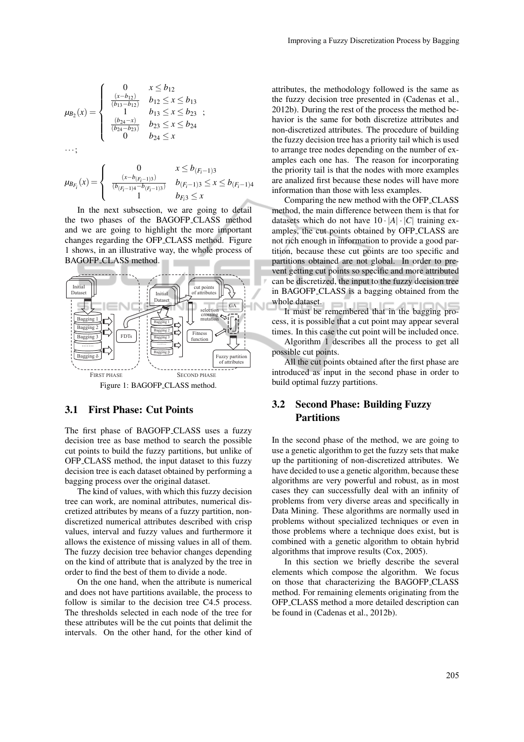$$\mu_{B_2}(x) = \begin{cases} 0 & x \leq b_{12} \\ \frac{(x-b_{12})}{(b_{13}-b_{12})} & b_{12} \leq x \leq b_{13} \\ 1 & b_{13} \leq x \leq b_{23} \\ \frac{(b_{24}-x)}{(b_{24}-b_{23})} & b_{23} \leq x \leq b_{24} \\ 0 & b_{24} \leq x \end{cases};$$

$\cdots;$

$$\mu_{B_{F_i}}(x) = \begin{cases} 0 & x \leq b_{(F_i-1)3} \\ \frac{(x-b_{(F_i-1)3})}{(b_{(F_i-1)4}-b_{(F_i-1)3})} & b_{(F_i-1)3} \leq x \leq b_{(F_i-1)4} \\ 1 & b_{F_i 3} \leq x \end{cases}$$

In the next subsection, we are going to detail the two phases of the BAGOFP_CLASS method and we are going to highlight the more important changes regarding the OFP_CLASS method. Figure 1 shows, in an illustrative way, the whole process of BAGOFP_CLASS method.

Initial Dataset
Bagging 1
Bagging 2
Bagging 3
.......
Bagging δ
FDTs
FIRST PHASE
Initial Dataset
Bagging 1
Bagging 2
Bagging 3
.......
Bagging β
cut points of attributes
GA
selection crossing mutation
Fitness function
Fuzzy partition of attributes
SECOND PHASE

Figure 1: BAGOFP_CLASS method.

### 3.1 First Phase: Cut Points

The first phase of BAGOFP_CLASS uses a fuzzy decision tree as base method to search the possible cut points to build the fuzzy partitions, but unlike of OFP_CLASS method, the input dataset to this fuzzy decision tree is each dataset obtained by performing a bagging process over the original dataset.

The kind of values, with which this fuzzy decision tree can work, are nominal attributes, numerical discretized attributes by means of a fuzzy partition, non-discretized numerical attributes described with crisp values, interval and fuzzy values and furthermore it allows the existence of missing values in all of them. The fuzzy decision tree behavior changes depending on the kind of attribute that is analyzed by the tree in order to find the best of them to divide a node.

On the one hand, when the attribute is numerical and does not have partitions available, the process to follow is similar to the decision tree C4.5 process. The thresholds selected in each node of the tree for these attributes will be the cut points that delimit the intervals. On the other hand, for the other kind of attributes, the methodology followed is the same as the fuzzy decision tree presented in (Cadenas et al., 2012b). During the rest of the process the method behavior is the same for both discretize attributes and non-discretized attributes. The procedure of building the fuzzy decision tree has a priority tail which is used to arrange tree nodes depending on the number of examples each one has. The reason for incorporating the priority tail is that the nodes with more examples are analized first because these nodes will have more information than those with less examples.

Comparing the new method with the OFP_CLASS method, the main difference between them is that for datasets which do not have $10 \cdot |A| \cdot |C|$ training examples, the cut points obtained by OFP_CLASS are not rich enough in information to provide a good partition, because these cut points are too specific and partitions obtained are not global. In order to prevent getting cut points so specific and more attributed can be discretized, the input to the fuzzy decision tree in BAGOFP_CLASS is a bagging obtained from the whole dataset.

It must be remembered that in the bagging process, it is possible that a cut point may appear several times. In this case the cut point will be included once.

Algorithm 1 describes all the process to get all possible cut points.

All the cut points obtained after the first phase are introduced as input in the second phase in order to build optimal fuzzy partitions.

### 3.2 Second Phase: Building Fuzzy Partitions

In the second phase of the method, we are going to use a genetic algorithm to get the fuzzy sets that make up the partitioning of non-discretized attributes. We have decided to use a genetic algorithm, because these algorithms are very powerful and robust, as in most cases they can successfully deal with an infinity of problems from very diverse areas and specifically in Data Mining. These algorithms are normally used in problems without specialized techniques or even in those problems where a technique does exist, but is combined with a genetic algorithm to obtain hybrid algorithms that improve results (Cox, 2005).

In this section we briefly describe the several elements which compose the algorithm. We focus on those that characterizing the BAGOFP_CLASS method. For remaining elements originating from the OFP_CLASS method a more detailed description can be found in (Cadenas et al., 2012b).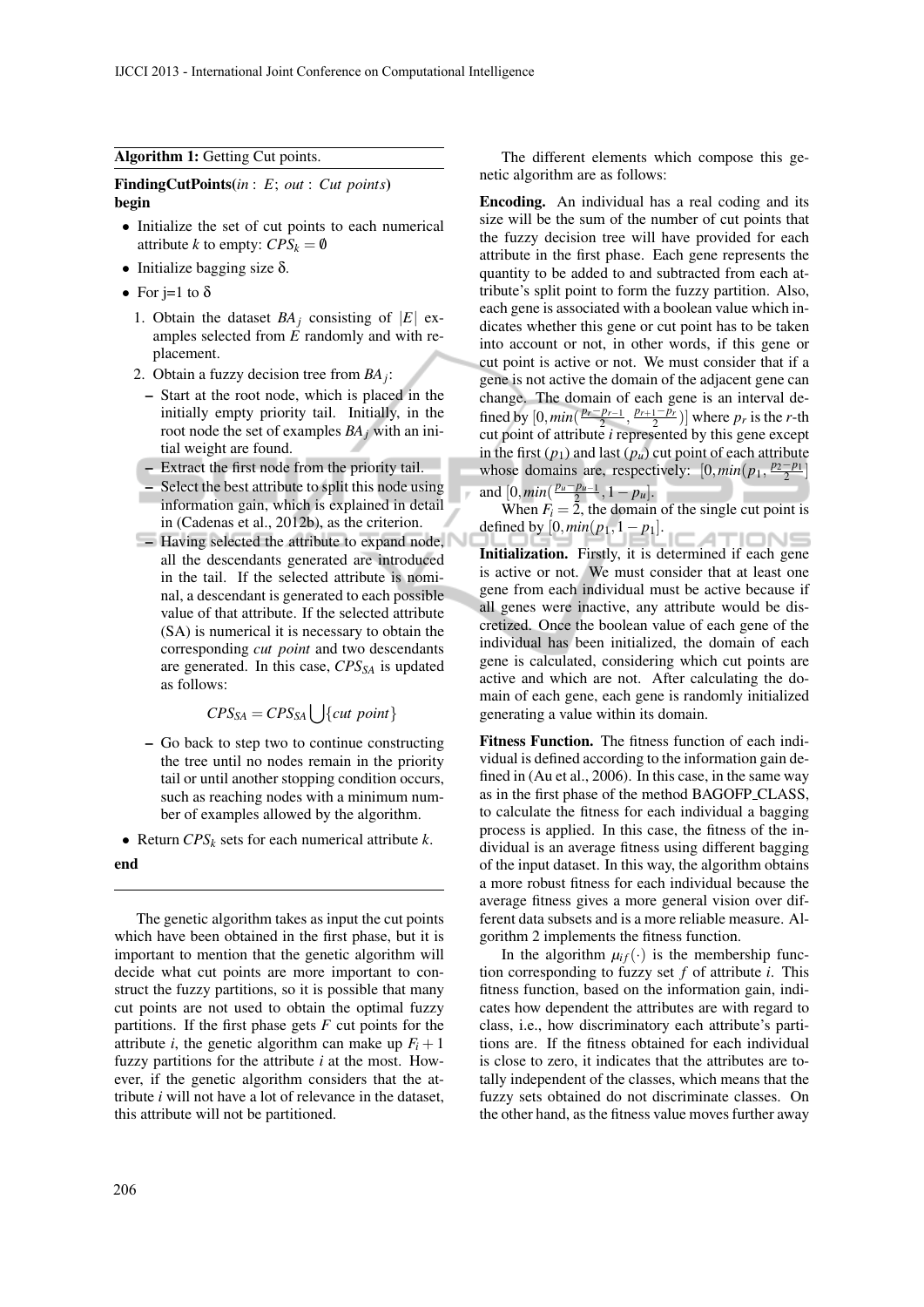**Algorithm 1:** Getting Cut points.

**FindingCutPoints**(*in* : $E$; *out* : *Cut points*)
**begin**

- Initialize the set of cut points to each numerical attribute $k$ to empty: $CPS_k = \emptyset$
- Initialize bagging size $\delta$.
- For j=1 to $\delta$
  1. Obtain the dataset $BA_j$ consisting of $|E|$ examples selected from $E$ randomly and with replacement.
  2. Obtain a fuzzy decision tree from $BA_j$:
     - Start at the root node, which is placed in the initially empty priority tail. Initially, in the root node the set of examples $BA_j$ with an initial weight are found.
     - Extract the first node from the priority tail.
     - Select the best attribute to split this node using information gain, which is explained in detail in (Cadenas et al., 2012b), as the criterion.
     - Having selected the attribute to expand node, all the descendants generated are introduced in the tail. If the selected attribute is nominal, a descendant is generated to each possible value of that attribute. If the selected attribute (SA) is numerical it is necessary to obtain the corresponding *cut point* and two descendants are generated. In this case, $CPS_{SA}$ is updated as follows:

       $$CPS_{SA} = CPS_{SA} \bigcup \{cut\ point\}$$

     - Go back to step two to continue constructing the tree until no nodes remain in the priority tail or until another stopping condition occurs, such as reaching nodes with a minimum number of examples allowed by the algorithm.
- Return $CPS_k$ sets for each numerical attribute $k$.

**end**

The genetic algorithm takes as input the cut points which have been obtained in the first phase, but it is important to mention that the genetic algorithm will decide what cut points are more important to construct the fuzzy partitions, so it is possible that many cut points are not used to obtain the optimal fuzzy partitions. If the first phase gets $F$ cut points for the attribute $i$, the genetic algorithm can make up $F_i + 1$ fuzzy partitions for the attribute $i$ at the most. However, if the genetic algorithm considers that the attribute $i$ will not have a lot of relevance in the dataset, this attribute will not be partitioned.

The different elements which compose this genetic algorithm are as follows:

**Encoding.** An individual has a real coding and its size will be the sum of the number of cut points that the fuzzy decision tree will have provided for each attribute in the first phase. Each gene represents the quantity to be added to and subtracted from each attribute's split point to form the fuzzy partition. Also, each gene is associated with a boolean value which indicates whether this gene or cut point has to be taken into account or not, in other words, if this gene or cut point is active or not. We must consider that if a gene is not active the domain of the adjacent gene can change. The domain of each gene is an interval defined by $[0, min(\frac{p_r - p_{r-1}}{2}, \frac{p_{r+1} - p_r}{2})]$ where $p_r$ is the $r$-th cut point of attribute $i$ represented by this gene except in the first ($p_1$) and last ($p_u$) cut point of each attribute whose domains are, respectively: $[0, min(p_1, \frac{p_2 - p_1}{2}]$ and $[0, min(\frac{p_u - p_{u-1}}{2}, 1 - p_u]$.

When $F_i = 2$, the domain of the single cut point is defined by $[0, min(p_1, 1 - p_1]$.

**Initialization.** Firstly, it is determined if each gene is active or not. We must consider that at least one gene from each individual must be active because if all genes were inactive, any attribute would be discretized. Once the boolean value of each gene of the individual has been initialized, the domain of each gene is calculated, considering which cut points are active and which are not. After calculating the domain of each gene, each gene is randomly initialized generating a value within its domain.

**Fitness Function.** The fitness function of each individual is defined according to the information gain defined in (Au et al., 2006). In this case, in the same way as in the first phase of the method BAGOFP_CLASS, to calculate the fitness for each individual a bagging process is applied. In this case, the fitness of the individual is an average fitness using different bagging of the input dataset. In this way, the algorithm obtains a more robust fitness for each individual because the average fitness gives a more general vision over different data subsets and is a more reliable measure. Algorithm 2 implements the fitness function.

In the algorithm $\mu_{if}(\cdot)$ is the membership function corresponding to fuzzy set $f$ of attribute $i$. This fitness function, based on the information gain, indicates how dependent the attributes are with regard to class, i.e., how discriminatory each attribute's partitions are. If the fitness obtained for each individual is close to zero, it indicates that the attributes are totally independent of the classes, which means that the fuzzy sets obtained do not discriminate classes. On the other hand, as the fitness value moves further away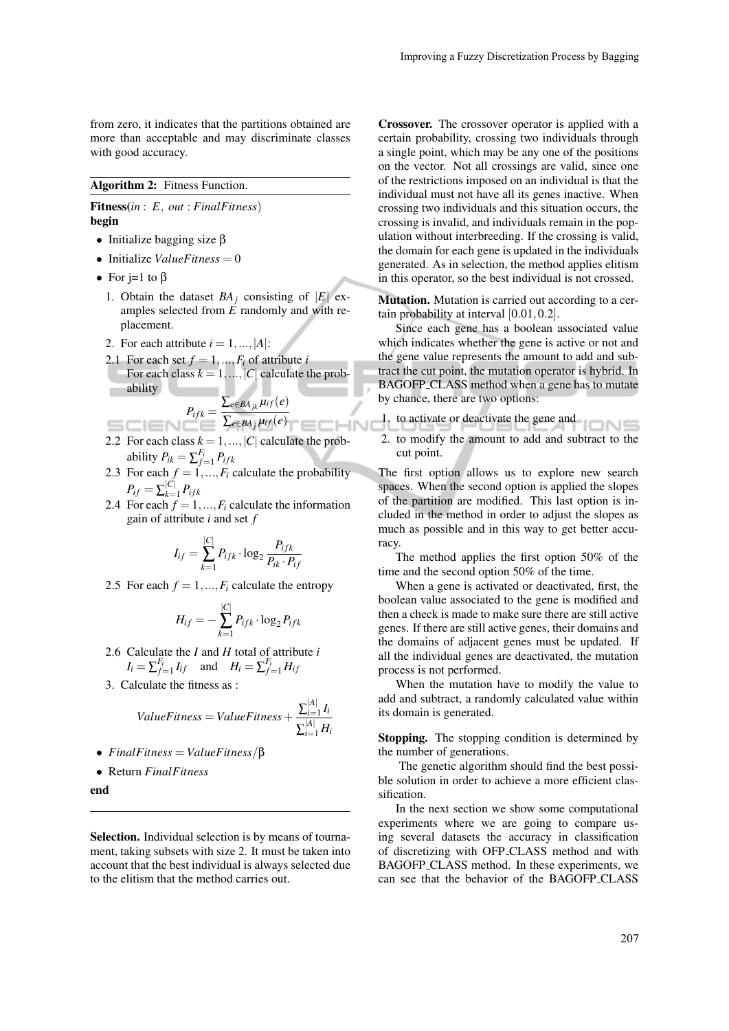from zero, it indicates that the partitions obtained are more than acceptable and may discriminate classes with good accuracy.

---

**Algorithm 2:** Fitness Function.

**Fitness**(*in* : $E$, *out* : *FinalFitness*)
**begin**

- Initialize bagging size $\beta$
- Initialize $ValueFitness = 0$
- For j=1 to $\beta$
  1. Obtain the dataset $BA_j$ consisting of $|E|$ examples selected from $E$ randomly and with replacement.
  2. For each attribute $i = 1, ..., |A|$:
  
  2.1 For each set $f = 1, ..., F_i$ of attribute $i$
  For each class $k = 1, ..., |C|$ calculate the probability
  $$P_{ifk} = \frac{\sum_{e \in BA_{jk}} \mu_{if}(e)}{\sum_{e \in BA_j} \mu_{if}(e)}$$
  2.2 For each class $k = 1, ..., |C|$ calculate the probability $P_{ik} = \sum_{f=1}^{F_i} P_{ifk}$
  
  2.3 For each $f = 1, ..., F_i$ calculate the probability $P_{if} = \sum_{k=1}^{|C|} P_{ifk}$
  
  2.4 For each $f = 1, ..., F_i$ calculate the information gain of attribute $i$ and set $f$
  $$I_{if} = \sum_{k=1}^{|C|} P_{ifk} \cdot \log_2 \frac{P_{ifk}}{P_{ik} \cdot P_{if}}$$
  2.5 For each $f = 1, ..., F_i$ calculate the entropy
  $$H_{if} = -\sum_{k=1}^{|C|} P_{ifk} \cdot \log_2 P_{ifk}$$
  2.6 Calculate the $I$ and $H$ total of attribute $i$
  $I_i = \sum_{f=1}^{F_i} I_{if}$ and $H_i = \sum_{f=1}^{F_i} H_{if}$
  3. Calculate the fitness as :
  $$ValueFitness = ValueFitness + \frac{\sum_{i=1}^{|A|} I_i}{\sum_{i=1}^{|A|} H_i}$$
- $FinalFitness = ValueFitness/\beta$
- Return *FinalFitness*

**end**

---

**Selection.** Individual selection is by means of tournament, taking subsets with size 2. It must be taken into account that the best individual is always selected due to the elitism that the method carries out.

**Crossover.** The crossover operator is applied with a certain probability, crossing two individuals through a single point, which may be any one of the positions on the vector. Not all crossings are valid, since one of the restrictions imposed on an individual is that the individual must not have all its genes inactive. When crossing two individuals and this situation occurs, the crossing is invalid, and individuals remain in the population without interbreeding. If the crossing is valid, the domain for each gene is updated in the individuals generated. As in selection, the method applies elitism in this operator, so the best individual is not crossed.

**Mutation.** Mutation is carried out according to a certain probability at interval $[0.01, 0.2]$.

Since each gene has a boolean associated value which indicates whether the gene is active or not and the gene value represents the amount to add and subtract the cut point, the mutation operator is hybrid. In BAGOFP_CLASS method when a gene has to mutate by chance, there are two options:

1. to activate or deactivate the gene and
2. to modify the amount to add and subtract to the cut point.

The first option allows us to explore new search spaces. When the second option is applied the slopes of the partition are modified. This last option is included in the method in order to adjust the slopes as much as possible and in this way to get better accuracy.

The method applies the first option 50% of the time and the second option 50% of the time.

When a gene is activated or deactivated, first, the boolean value associated to the gene is modified and then a check is made to make sure there are still active genes. If there are still active genes, their domains and the domains of adjacent genes must be updated. If all the individual genes are deactivated, the mutation process is not performed.

When the mutation have to modify the value to add and subtract, a randomly calculated value within its domain is generated.

**Stopping.** The stopping condition is determined by the number of generations.

The genetic algorithm should find the best possible solution in order to achieve a more efficient classification.

In the next section we show some computational experiments where we are going to compare using several datasets the accuracy in classification of discretizing with OFP_CLASS method and with BAGOFP_CLASS method. In these experiments, we can see that the behavior of the BAGOFP_CLASS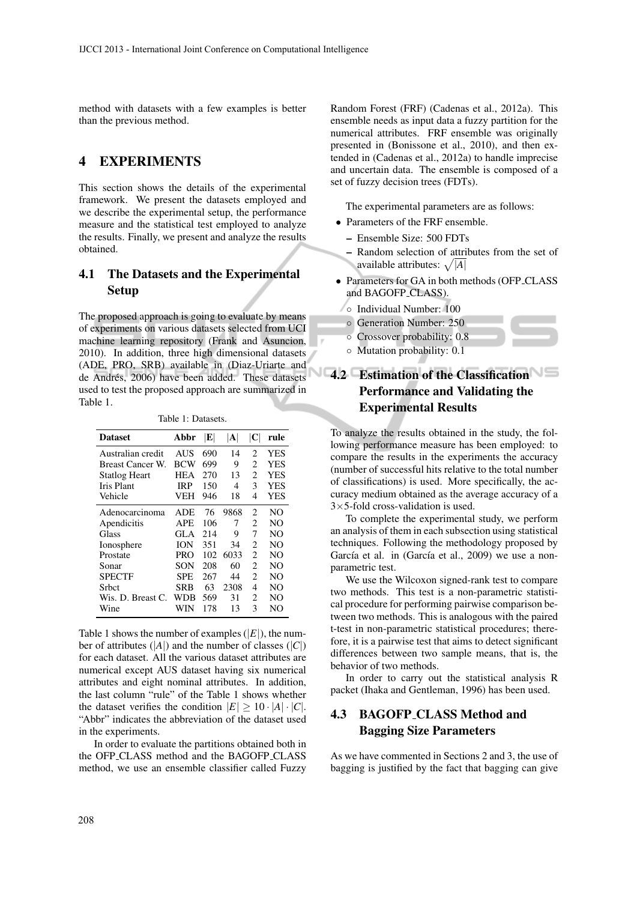method with datasets with a few examples is better than the previous method.

## 4 EXPERIMENTS

This section shows the details of the experimental framework. We present the datasets employed and we describe the experimental setup, the performance measure and the statistical test employed to analyze the results. Finally, we present and analyze the results obtained.

### 4.1 The Datasets and the Experimental Setup

The proposed approach is going to evaluate by means of experiments on various datasets selected from UCI machine learning repository (Frank and Asuncion, 2010). In addition, three high dimensional datasets (ADE, PRO, SRB) available in (Diaz-Uriarte and de Andrés, 2006) have been added. These datasets used to test the proposed approach are summarized in Table 1.

Table 1: Datasets.

| Dataset | Abbr | $\|E\|$ | $\|A\|$ | $\|C\|$ | rule |
|---|---|---|---|---|---|
| Australian credit | AUS | 690 | 14 | 2 | YES |
| Breast Cancer W. | BCW | 699 | 9 | 2 | YES |
| Statlog Heart | HEA | 270 | 13 | 2 | YES |
| Iris Plant | IRP | 150 | 4 | 3 | YES |
| Vehicle | VEH | 946 | 18 | 4 | YES |
| Adenocarcinoma | ADE | 76 | 9868 | 2 | NO |
| Apendicitis | APE | 106 | 7 | 2 | NO |
| Glass | GLA | 214 | 9 | 7 | NO |
| Ionosphere | ION | 351 | 34 | 2 | NO |
| Prostate | PRO | 102 | 6033 | 2 | NO |
| Sonar | SON | 208 | 60 | 2 | NO |
| SPECTF | SPE | 267 | 44 | 2 | NO |
| Srbct | SRB | 63 | 2308 | 4 | NO |
| Wis. D. Breast C. | WDB | 569 | 31 | 2 | NO |
| Wine | WIN | 178 | 13 | 3 | NO |

Table 1 shows the number of examples ($|E|$), the number of attributes ($|A|$) and the number of classes ($|C|$) for each dataset. All the various dataset attributes are numerical except AUS dataset having six numerical attributes and eight nominal attributes. In addition, the last column "rule" of the Table 1 shows whether the dataset verifies the condition $|E| \geq 10 \cdot |A| \cdot |C|$. "Abbr" indicates the abbreviation of the dataset used in the experiments.

In order to evaluate the partitions obtained both in the OFP_CLASS method and the BAGOFP_CLASS method, we use an ensemble classifier called Fuzzy Random Forest (FRF) (Cadenas et al., 2012a). This ensemble needs as input data a fuzzy partition for the numerical attributes. FRF ensemble was originally presented in (Bonissone et al., 2010), and then extended in (Cadenas et al., 2012a) to handle imprecise and uncertain data. The ensemble is composed of a set of fuzzy decision trees (FDTs).

The experimental parameters are as follows:

- Parameters of the FRF ensemble.
  - Ensemble Size: 500 FDTs
  - Random selection of attributes from the set of available attributes: $\sqrt{|A|}$
- Parameters for GA in both methods (OFP_CLASS and BAGOFP_CLASS).
  - Individual Number: 100
  - Generation Number: 250
  - Crossover probability: 0.8
  - Mutation probability: 0.1

### 4.2 Estimation of the Classification Performance and Validating the Experimental Results

To analyze the results obtained in the study, the following performance measure has been employed: to compare the results in the experiments the accuracy (number of successful hits relative to the total number of classifications) is used. More specifically, the accuracy medium obtained as the average accuracy of a $3\times5$-fold cross-validation is used.

To complete the experimental study, we perform an analysis of them in each subsection using statistical techniques. Following the methodology proposed by García et al. in (García et al., 2009) we use a non-parametric test.

We use the Wilcoxon signed-rank test to compare two methods. This test is a non-parametric statistical procedure for performing pairwise comparison between two methods. This is analogous with the paired t-test in non-parametric statistical procedures; therefore, it is a pairwise test that aims to detect significant differences between two sample means, that is, the behavior of two methods.

In order to carry out the statistical analysis R packet (Ihaka and Gentleman, 1996) has been used.

### 4.3 BAGOFP_CLASS Method and Bagging Size Parameters

As we have commented in Sections 2 and 3, the use of bagging is justified by the fact that bagging can give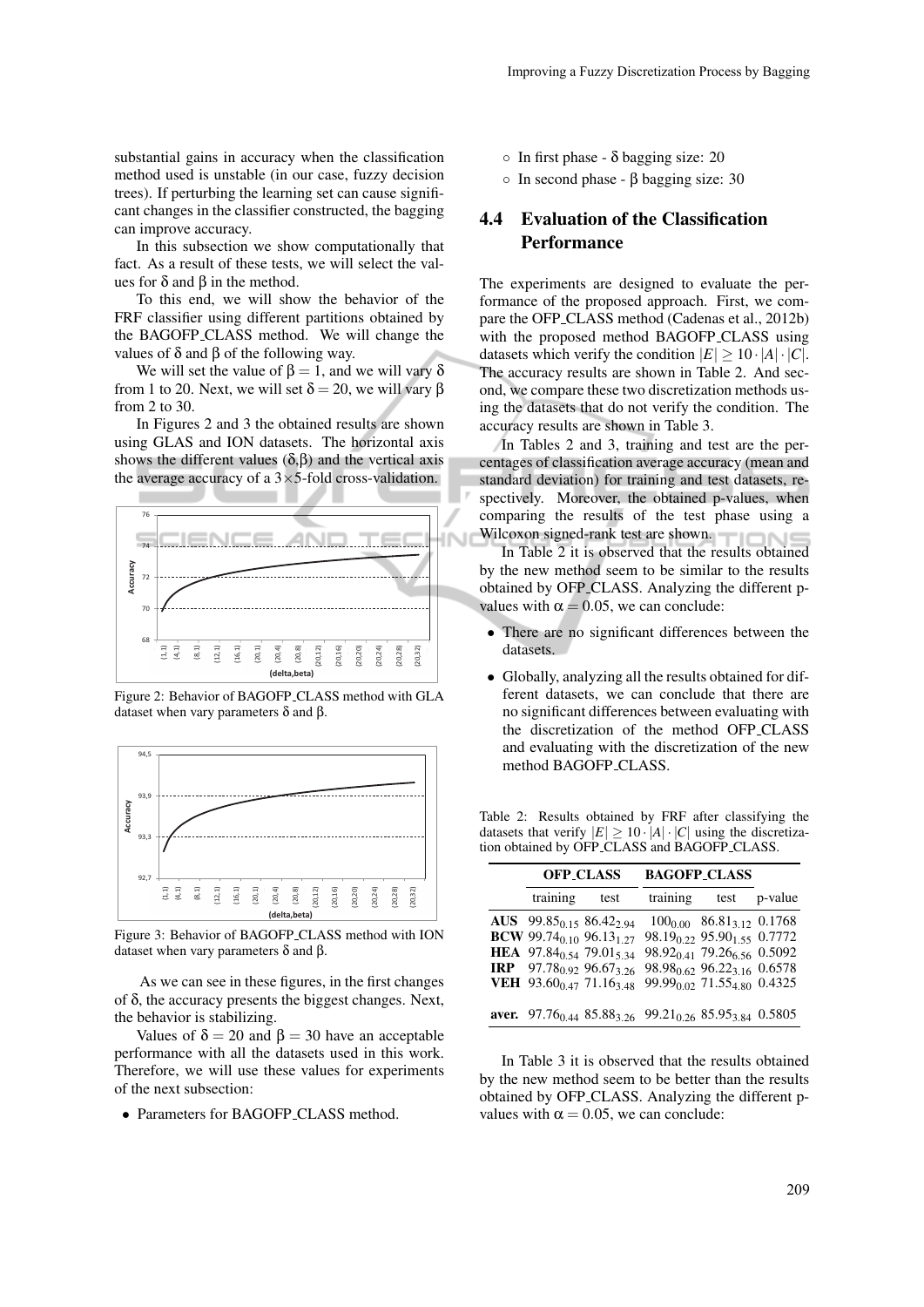substantial gains in accuracy when the classification method used is unstable (in our case, fuzzy decision trees). If perturbing the learning set can cause significant changes in the classifier constructed, the bagging can improve accuracy.

In this subsection we show computationally that fact. As a result of these tests, we will select the values for δ and β in the method.

To this end, we will show the behavior of the FRF classifier using different partitions obtained by the BAGOFP_CLASS method. We will change the values of δ and β of the following way.

We will set the value of $\beta = 1$, and we will vary δ from 1 to 20. Next, we will set $\delta = 20$, we will vary β from 2 to 30.

In Figures 2 and 3 the obtained results are shown using GLAS and ION datasets. The horizontal axis shows the different values (δ,β) and the vertical axis the average accuracy of a 3×5-fold cross-validation.

Figure 2: Behavior of BAGOFP_CLASS method with GLA dataset when vary parameters δ and β.

Figure 3: Behavior of BAGOFP_CLASS method with ION dataset when vary parameters δ and β.

As we can see in these figures, in the first changes of δ, the accuracy presents the biggest changes. Next, the behavior is stabilizing.

Values of $\delta = 20$ and $\beta = 30$ have an acceptable performance with all the datasets used in this work. Therefore, we will use these values for experiments of the next subsection:

- Parameters for BAGOFP_CLASS method.
  - In first phase - δ bagging size: 20
  - In second phase - β bagging size: 30

## 4.4 Evaluation of the Classification Performance

The experiments are designed to evaluate the performance of the proposed approach. First, we compare the OFP_CLASS method (Cadenas et al., 2012b) with the proposed method BAGOFP_CLASS using datasets which verify the condition $|E| \geq 10 \cdot |A| \cdot |C|$. The accuracy results are shown in Table 2. And second, we compare these two discretization methods using the datasets that do not verify the condition. The accuracy results are shown in Table 3.

In Tables 2 and 3, training and test are the percentages of classification average accuracy (mean and standard deviation) for training and test datasets, respectively. Moreover, the obtained p-values, when comparing the results of the test phase using a Wilcoxon signed-rank test are shown.

In Table 2 it is observed that the results obtained by the new method seem to be similar to the results obtained by OFP_CLASS. Analyzing the different p-values with $\alpha = 0.05$, we can conclude:

- There are no significant differences between the datasets.
- Globally, analyzing all the results obtained for different datasets, we can conclude that there are no significant differences between evaluating with the discretization of the method OFP_CLASS and evaluating with the discretization of the new method BAGOFP_CLASS.

Table 2: Results obtained by FRF after classifying the datasets that verify $|E| \geq 10 \cdot |A| \cdot |C|$ using the discretization obtained by OFP_CLASS and BAGOFP_CLASS.

| | **OFP_CLASS** | | **BAGOFP_CLASS** | | |
|---|---|---|---|---|---|
| | training | test | training | test | p-value |
| **AUS** | $99.85_{0.15}$ | $86.42_{2.94}$ | $100_{0.00}$ | $86.81_{3.12}$ | 0.1768 |
| **BCW** | $99.74_{0.10}$ | $96.13_{1.27}$ | $98.19_{0.22}$ | $95.90_{1.55}$ | 0.7772 |
| **HEA** | $97.84_{0.54}$ | $79.01_{5.34}$ | $98.92_{0.41}$ | $79.26_{6.56}$ | 0.5092 |
| **IRP** | $97.78_{0.92}$ | $96.67_{3.26}$ | $98.98_{0.62}$ | $96.22_{3.16}$ | 0.6578 |
| **VEH** | $93.60_{0.47}$ | $71.16_{3.48}$ | $99.99_{0.02}$ | $71.55_{4.80}$ | 0.4325 |
| **aver.** | $97.76_{0.44}$ | $85.88_{3.26}$ | $99.21_{0.26}$ | $85.95_{3.84}$ | 0.5805 |

In Table 3 it is observed that the results obtained by the new method seem to be better than the results obtained by OFP_CLASS. Analyzing the different p-values with $\alpha = 0.05$, we can conclude: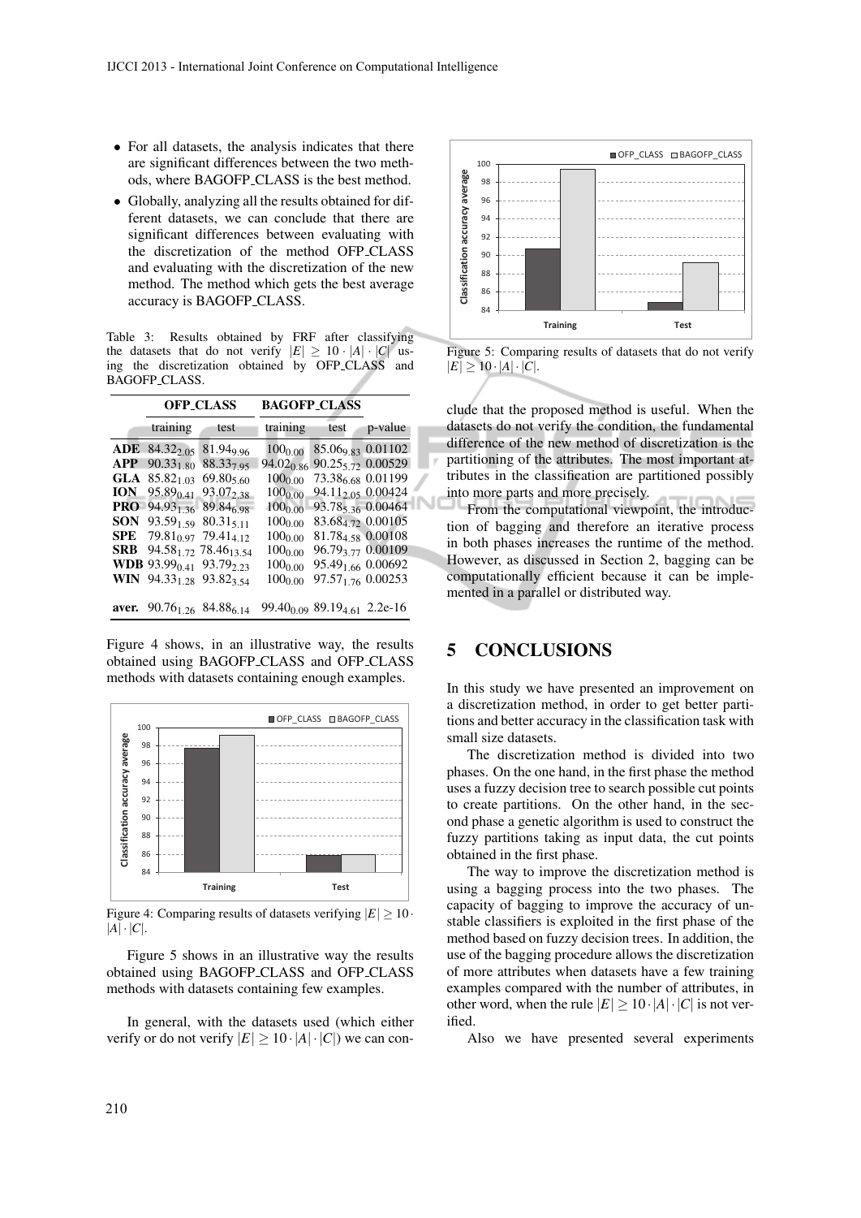- For all datasets, the analysis indicates that there are significant differences between the two methods, where BAGOFP_CLASS is the best method.
- Globally, analyzing all the results obtained for different datasets, we can conclude that there are significant differences between evaluating with the discretization of the method OFP_CLASS and evaluating with the discretization of the new method. The method which gets the best average accuracy is BAGOFP_CLASS.

Table 3: Results obtained by FRF after classifying the datasets that do not verify $|E| \geq 10 \cdot |A| \cdot |C|$ using the discretization obtained by OFP_CLASS and BAGOFP_CLASS.

| | OFP_CLASS | | BAGOFP_CLASS | | |
|---|---|---|---|---|---|
| | training | test | training | test | p-value |
| **ADE** | $84.32_{2.05}$ | $81.94_{9.96}$ | $100_{0.00}$ | $85.06_{9.83}$ | 0.01102 |
| **APP** | $90.33_{1.80}$ | $88.33_{7.95}$ | $94.02_{0.86}$ | $90.25_{5.72}$ | 0.00529 |
| **GLA** | $85.82_{1.03}$ | $69.80_{5.60}$ | $100_{0.00}$ | $73.38_{6.68}$ | 0.01199 |
| **ION** | $95.89_{0.41}$ | $93.07_{2.38}$ | $100_{0.00}$ | $94.11_{2.05}$ | 0.00424 |
| **PRO** | $94.93_{1.36}$ | $89.84_{6.98}$ | $100_{0.00}$ | $93.78_{5.36}$ | 0.00464 |
| **SON** | $93.59_{1.59}$ | $80.31_{5.11}$ | $100_{0.00}$ | $83.68_{4.72}$ | 0.00105 |
| **SPE** | $79.81_{0.97}$ | $79.41_{4.12}$ | $100_{0.00}$ | $81.78_{4.58}$ | 0.00108 |
| **SRB** | $94.58_{1.72}$ | $78.46_{13.54}$ | $100_{0.00}$ | $96.79_{3.77}$ | 0.00109 |
| **WDB** | $93.99_{0.41}$ | $93.79_{2.23}$ | $100_{0.00}$ | $95.49_{1.66}$ | 0.00692 |
| **WIN** | $94.33_{1.28}$ | $93.82_{3.54}$ | $100_{0.00}$ | $97.57_{1.76}$ | 0.00253 |
| **aver.** | $90.76_{1.26}$ | $84.88_{6.14}$ | $99.40_{0.09}$ | $89.19_{4.61}$ | 2.2e-16 |

Figure 4 shows, in an illustrative way, the results obtained using BAGOFP_CLASS and OFP_CLASS methods with datasets containing enough examples.

Figure 4: Comparing results of datasets verifying $|E| \geq 10 \cdot |A| \cdot |C|$.

Figure 5 shows in an illustrative way the results obtained using BAGOFP_CLASS and OFP_CLASS methods with datasets containing few examples.

In general, with the datasets used (which either verify or do not verify $|E| \geq 10 \cdot |A| \cdot |C|$) we can conclude that the proposed method is useful. When the datasets do not verify the condition, the fundamental difference of the new method of discretization is the partitioning of the attributes. The most important attributes in the classification are partitioned possibly into more parts and more precisely.

Figure 5: Comparing results of datasets that do not verify $|E| \geq 10 \cdot |A| \cdot |C|$.

From the computational viewpoint, the introduction of bagging and therefore an iterative process in both phases increases the runtime of the method. However, as discussed in Section 2, bagging can be computationally efficient because it can be implemented in a parallel or distributed way.

## 5 CONCLUSIONS

In this study we have presented an improvement on a discretization method, in order to get better partitions and better accuracy in the classification task with small size datasets.

The discretization method is divided into two phases. On the one hand, in the first phase the method uses a fuzzy decision tree to search possible cut points to create partitions. On the other hand, in the second phase a genetic algorithm is used to construct the fuzzy partitions taking as input data, the cut points obtained in the first phase.

The way to improve the discretization method is using a bagging process into the two phases. The capacity of bagging to improve the accuracy of unstable classifiers is exploited in the first phase of the method based on fuzzy decision trees. In addition, the use of the bagging procedure allows the discretization of more attributes when datasets have a few training examples compared with the number of attributes, in other word, when the rule $|E| \geq 10 \cdot |A| \cdot |C|$ is not verified.

Also we have presented several experiments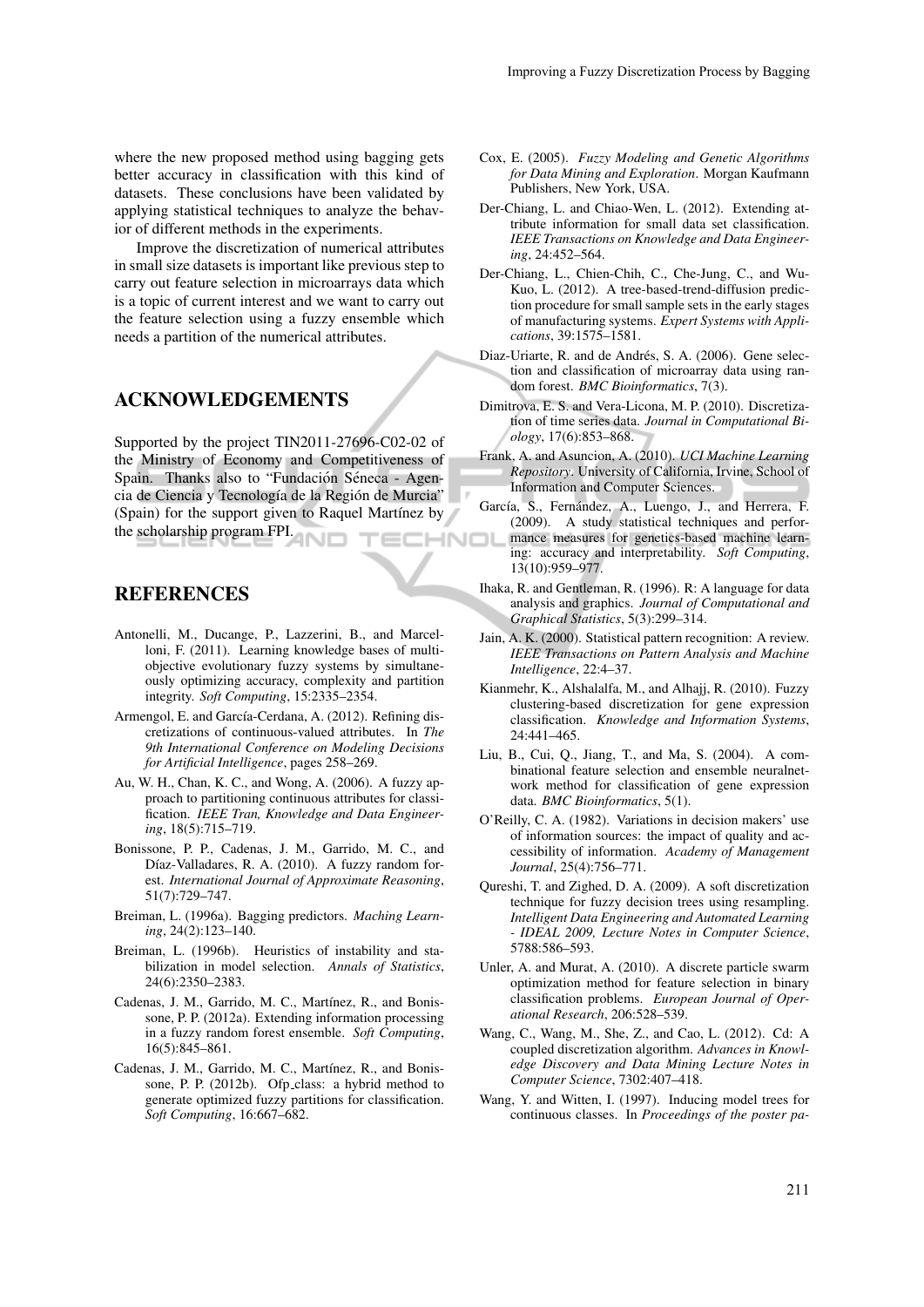where the new proposed method using bagging gets better accuracy in classification with this kind of datasets. These conclusions have been validated by applying statistical techniques to analyze the behavior of different methods in the experiments.

Improve the discretization of numerical attributes in small size datasets is important like previous step to carry out feature selection in microarrays data which is a topic of current interest and we want to carry out the feature selection using a fuzzy ensemble which needs a partition of the numerical attributes.

## ACKNOWLEDGEMENTS

Supported by the project TIN2011-27696-C02-02 of the Ministry of Economy and Competitiveness of Spain. Thanks also to "Fundación Séneca - Agencia de Ciencia y Tecnología de la Región de Murcia" (Spain) for the support given to Raquel Martínez by the scholarship program FPI.

## REFERENCES

Antonelli, M., Ducange, P., Lazzerini, B., and Marcelloni, F. (2011). Learning knowledge bases of multi-objective evolutionary fuzzy systems by simultaneously optimizing accuracy, complexity and partition integrity. *Soft Computing*, 15:2335–2354.

Armengol, E. and García-Cerdana, A. (2012). Refining discretizations of continuous-valued attributes. In *The 9th International Conference on Modeling Decisions for Artificial Intelligence*, pages 258–269.

Au, W. H., Chan, K. C., and Wong, A. (2006). A fuzzy approach to partitioning continuous attributes for classification. *IEEE Tran, Knowledge and Data Engineering*, 18(5):715–719.

Bonissone, P. P., Cadenas, J. M., Garrido, M. C., and Díaz-Valladares, R. A. (2010). A fuzzy random forest. *International Journal of Approximate Reasoning*, 51(7):729–747.

Breiman, L. (1996a). Bagging predictors. *Maching Learning*, 24(2):123–140.

Breiman, L. (1996b). Heuristics of instability and stabilization in model selection. *Annals of Statistics*, 24(6):2350–2383.

Cadenas, J. M., Garrido, M. C., Martínez, R., and Bonissone, P. P. (2012a). Extending information processing in a fuzzy random forest ensemble. *Soft Computing*, 16(5):845–861.

Cadenas, J. M., Garrido, M. C., Martínez, R., and Bonissone, P. P. (2012b). Ofp_class: a hybrid method to generate optimized fuzzy partitions for classification. *Soft Computing*, 16:667–682.

Cox, E. (2005). *Fuzzy Modeling and Genetic Algorithms for Data Mining and Exploration*. Morgan Kaufmann Publishers, New York, USA.

Der-Chiang, L. and Chiao-Wen, L. (2012). Extending attribute information for small data set classification. *IEEE Transactions on Knowledge and Data Engineering*, 24:452–564.

Der-Chiang, L., Chien-Chih, C., Che-Jung, C., and Wu-Kuo, L. (2012). A tree-based-trend-diffusion prediction procedure for small sample sets in the early stages of manufacturing systems. *Expert Systems with Applications*, 39:1575–1581.

Diaz-Uriarte, R. and de Andrés, S. A. (2006). Gene selection and classification of microarray data using random forest. *BMC Bioinformatics*, 7(3).

Dimitrova, E. S. and Vera-Licona, M. P. (2010). Discretization of time series data. *Journal in Computational Biology*, 17(6):853–868.

Frank, A. and Asuncion, A. (2010). *UCI Machine Learning Repository*. University of California, Irvine, School of Information and Computer Sciences.

García, S., Fernández, A., Luengo, J., and Herrera, F. (2009). A study statistical techniques and performance measures for genetics-based machine learning: accuracy and interpretability. *Soft Computing*, 13(10):959–977.

Ihaka, R. and Gentleman, R. (1996). R: A language for data analysis and graphics. *Journal of Computational and Graphical Statistics*, 5(3):299–314.

Jain, A. K. (2000). Statistical pattern recognition: A review. *IEEE Transactions on Pattern Analysis and Machine Intelligence*, 22:4–37.

Kianmehr, K., Alshalalfa, M., and Alhajj, R. (2010). Fuzzy clustering-based discretization for gene expression classification. *Knowledge and Information Systems*, 24:441–465.

Liu, B., Cui, Q., Jiang, T., and Ma, S. (2004). A combinational feature selection and ensemble neuralnetwork method for classification of gene expression data. *BMC Bioinformatics*, 5(1).

O'Reilly, C. A. (1982). Variations in decision makers' use of information sources: the impact of quality and accessibility of information. *Academy of Management Journal*, 25(4):756–771.

Qureshi, T. and Zighed, D. A. (2009). A soft discretization technique for fuzzy decision trees using resampling. *Intelligent Data Engineering and Automated Learning - IDEAL 2009, Lecture Notes in Computer Science*, 5788:586–593.

Unler, A. and Murat, A. (2010). A discrete particle swarm optimization method for feature selection in binary classification problems. *European Journal of Operational Research*, 206:528–539.

Wang, C., Wang, M., She, Z., and Cao, L. (2012). Cd: A coupled discretization algorithm. *Advances in Knowledge Discovery and Data Mining Lecture Notes in Computer Science*, 7302:407–418.

Wang, Y. and Witten, I. (1997). Inducing model trees for continuous classes. In *Proceedings of the poster pa-*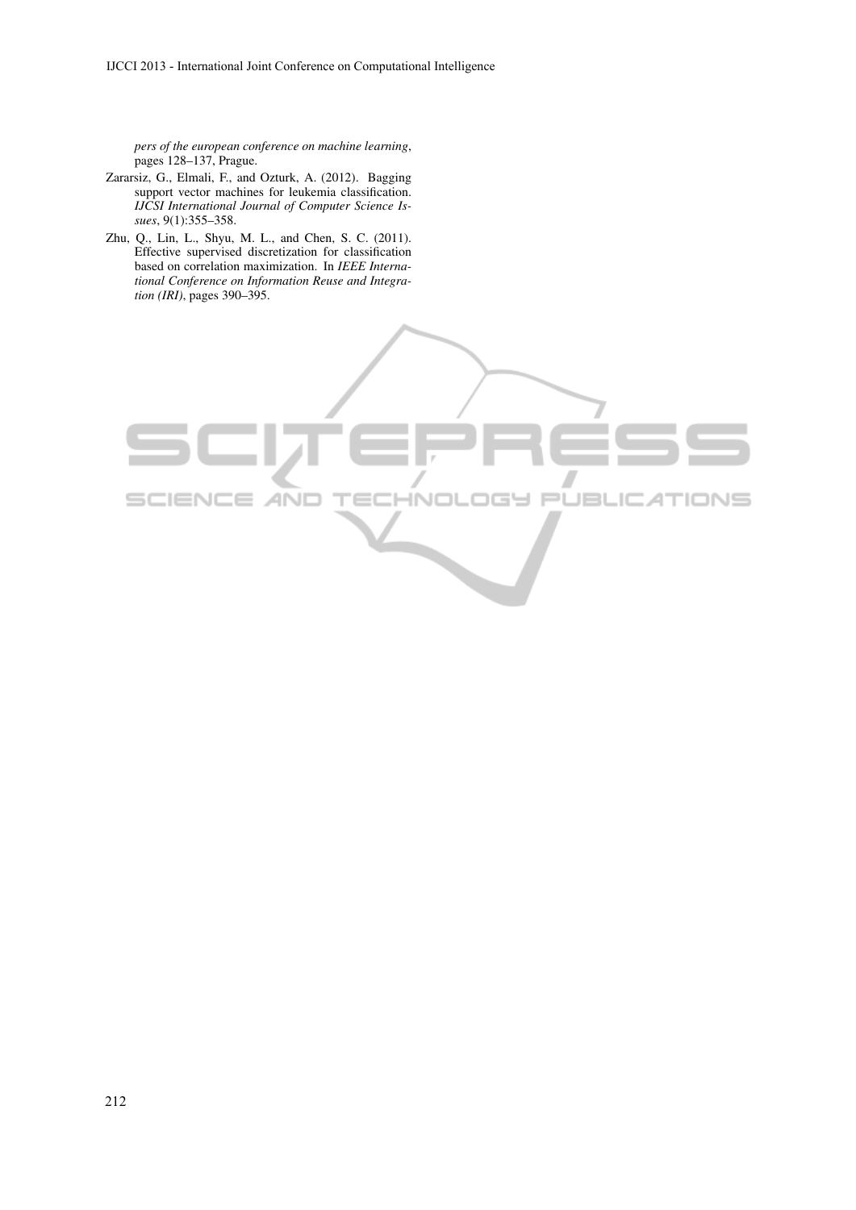*pers of the european conference on machine learning*, pages 128–137, Prague.

Zararsiz, G., Elmali, F., and Ozturk, A. (2012). Bagging support vector machines for leukemia classification. *IJCSI International Journal of Computer Science Issues*, 9(1):355–358.

Zhu, Q., Lin, L., Shyu, M. L., and Chen, S. C. (2011). Effective supervised discretization for classification based on correlation maximization. In *IEEE International Conference on Information Reuse and Integration (IRI)*, pages 390–395.